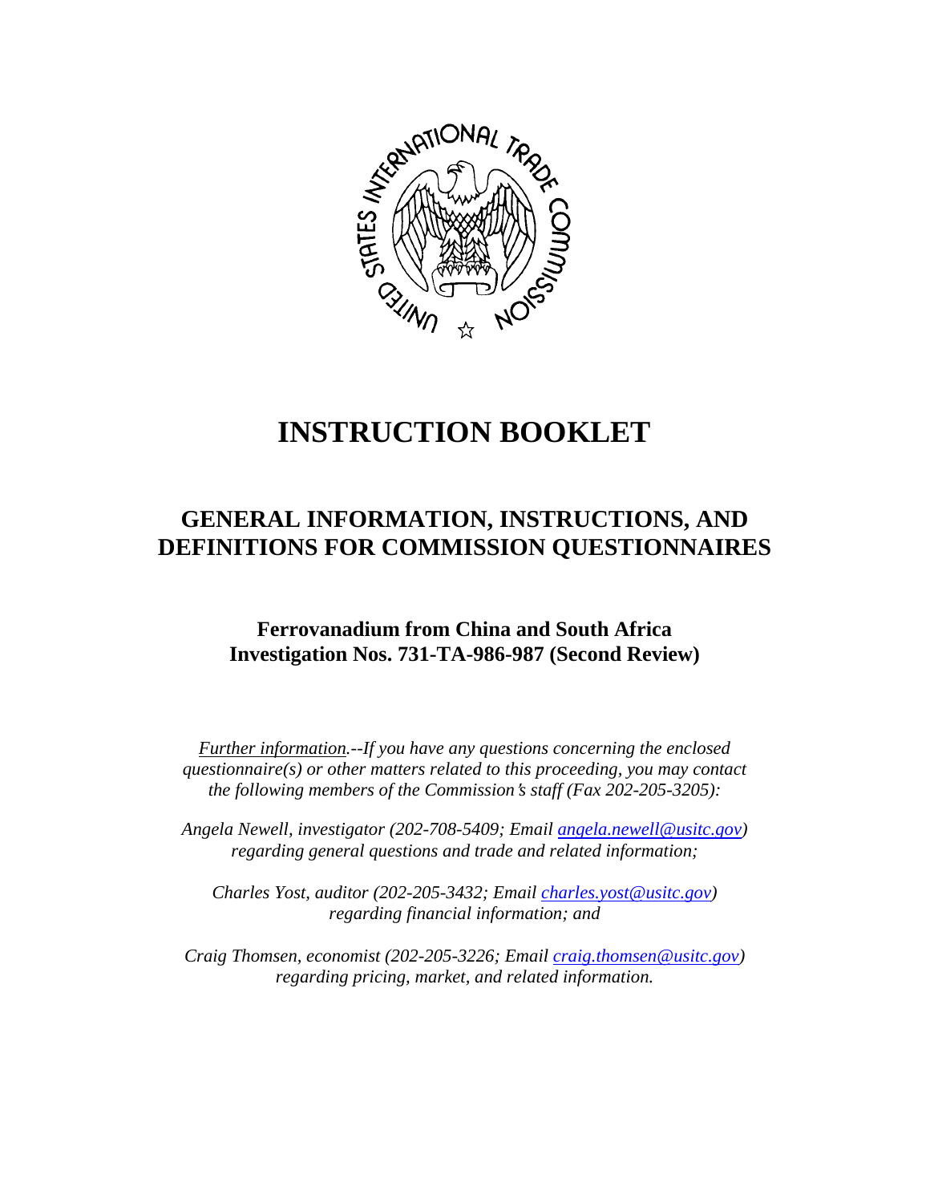# INSTRUCTION BOOKLET

## GENERAL INFORMATION, INSTRUCTIONS, AND DEFINITIONS FOR COMMISSION QUESTIONNAIRES

### Ferrovanadium from China and South Africa
### Investigation Nos. 731-TA-986-987 (Second Review)

*Further information.--If you have any questions concerning the enclosed questionnaire(s) or other matters related to this proceeding, you may contact the following members of the Commission's staff (Fax 202-205-3205):*

*Angela Newell, investigator (202-708-5409; Email angela.newell@usitc.gov) regarding general questions and trade and related information;*

*Charles Yost, auditor (202-205-3432; Email charles.yost@usitc.gov) regarding financial information; and*

*Craig Thomsen, economist (202-205-3226; Email craig.thomsen@usitc.gov) regarding pricing, market, and related information.*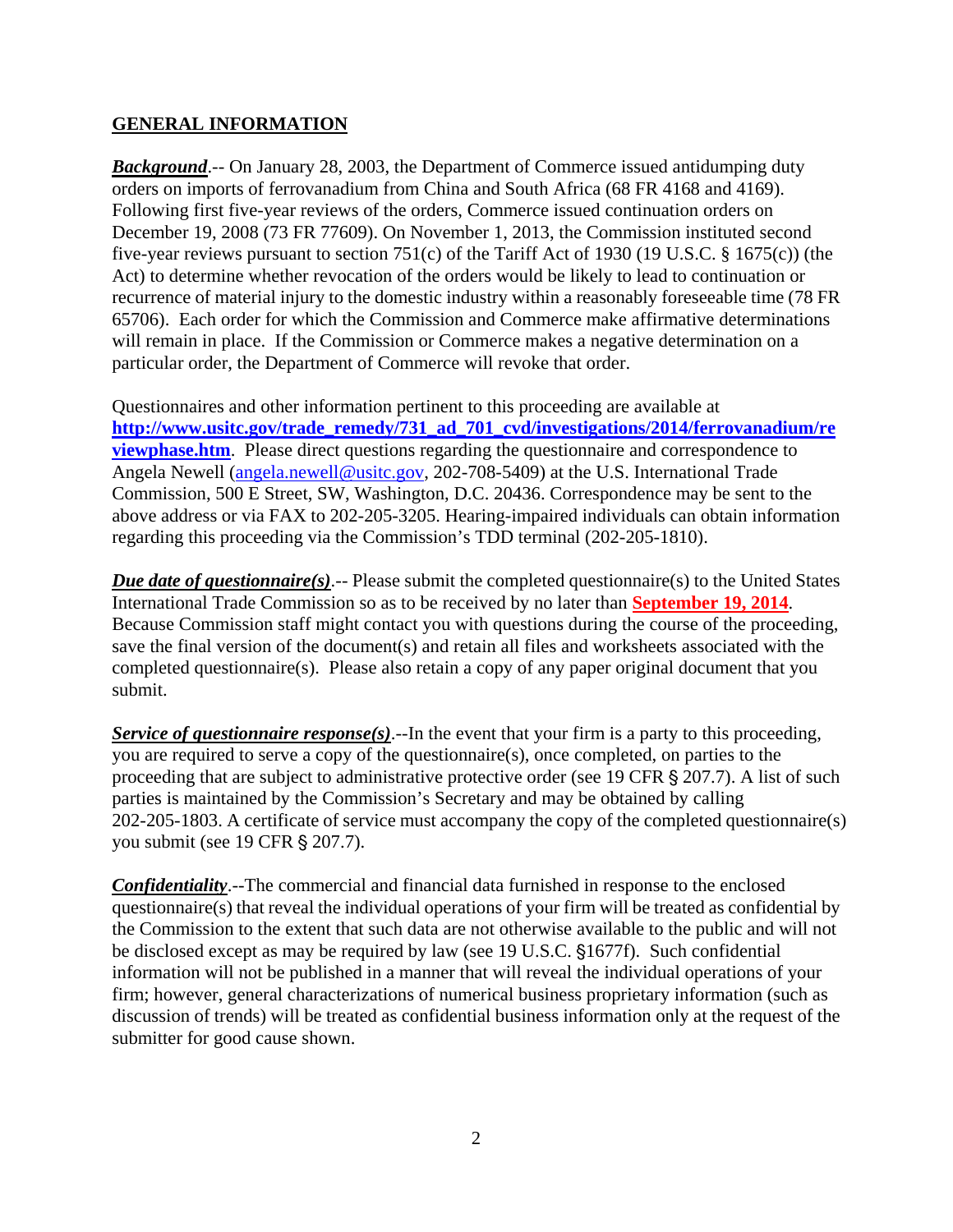## GENERAL INFORMATION

***Background***.-- On January 28, 2003, the Department of Commerce issued antidumping duty orders on imports of ferrovanadium from China and South Africa (68 FR 4168 and 4169). Following first five-year reviews of the orders, Commerce issued continuation orders on December 19, 2008 (73 FR 77609). On November 1, 2013, the Commission instituted second five-year reviews pursuant to section 751(c) of the Tariff Act of 1930 (19 U.S.C. § 1675(c)) (the Act) to determine whether revocation of the orders would be likely to lead to continuation or recurrence of material injury to the domestic industry within a reasonably foreseeable time (78 FR 65706). Each order for which the Commission and Commerce make affirmative determinations will remain in place. If the Commission or Commerce makes a negative determination on a particular order, the Department of Commerce will revoke that order.

Questionnaires and other information pertinent to this proceeding are available at **http://www.usitc.gov/trade_remedy/731_ad_701_cvd/investigations/2014/ferrovanadium/reviewphase.htm**. Please direct questions regarding the questionnaire and correspondence to Angela Newell (angela.newell@usitc.gov, 202-708-5409) at the U.S. International Trade Commission, 500 E Street, SW, Washington, D.C. 20436. Correspondence may be sent to the above address or via FAX to 202-205-3205. Hearing-impaired individuals can obtain information regarding this proceeding via the Commission's TDD terminal (202-205-1810).

***Due date of questionnaire(s)***.-- Please submit the completed questionnaire(s) to the United States International Trade Commission so as to be received by no later than **September 19, 2014**. Because Commission staff might contact you with questions during the course of the proceeding, save the final version of the document(s) and retain all files and worksheets associated with the completed questionnaire(s). Please also retain a copy of any paper original document that you submit.

***Service of questionnaire response(s)***.--In the event that your firm is a party to this proceeding, you are required to serve a copy of the questionnaire(s), once completed, on parties to the proceeding that are subject to administrative protective order (see 19 CFR § 207.7). A list of such parties is maintained by the Commission's Secretary and may be obtained by calling 202-205-1803. A certificate of service must accompany the copy of the completed questionnaire(s) you submit (see 19 CFR § 207.7).

***Confidentiality***.--The commercial and financial data furnished in response to the enclosed questionnaire(s) that reveal the individual operations of your firm will be treated as confidential by the Commission to the extent that such data are not otherwise available to the public and will not be disclosed except as may be required by law (see 19 U.S.C. §1677f). Such confidential information will not be published in a manner that will reveal the individual operations of your firm; however, general characterizations of numerical business proprietary information (such as discussion of trends) will be treated as confidential business information only at the request of the submitter for good cause shown.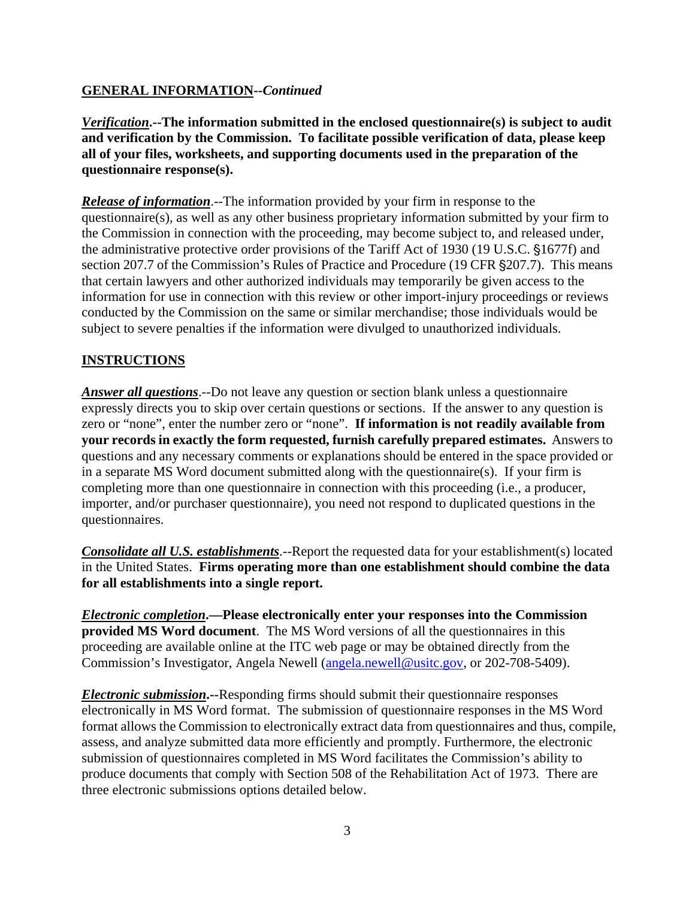**GENERAL INFORMATION**--*Continued*

***Verification*.--The information submitted in the enclosed questionnaire(s) is subject to audit and verification by the Commission. To facilitate possible verification of data, please keep all of your files, worksheets, and supporting documents used in the preparation of the questionnaire response(s).**

***Release of information***.--The information provided by your firm in response to the questionnaire(s), as well as any other business proprietary information submitted by your firm to the Commission in connection with the proceeding, may become subject to, and released under, the administrative protective order provisions of the Tariff Act of 1930 (19 U.S.C. §1677f) and section 207.7 of the Commission's Rules of Practice and Procedure (19 CFR §207.7). This means that certain lawyers and other authorized individuals may temporarily be given access to the information for use in connection with this review or other import-injury proceedings or reviews conducted by the Commission on the same or similar merchandise; those individuals would be subject to severe penalties if the information were divulged to unauthorized individuals.

**INSTRUCTIONS**

***Answer all questions***.--Do not leave any question or section blank unless a questionnaire expressly directs you to skip over certain questions or sections. If the answer to any question is zero or "none", enter the number zero or "none". **If information is not readily available from your records in exactly the form requested, furnish carefully prepared estimates.** Answers to questions and any necessary comments or explanations should be entered in the space provided or in a separate MS Word document submitted along with the questionnaire(s). If your firm is completing more than one questionnaire in connection with this proceeding (i.e., a producer, importer, and/or purchaser questionnaire), you need not respond to duplicated questions in the questionnaires.

***Consolidate all U.S. establishments***.--Report the requested data for your establishment(s) located in the United States. **Firms operating more than one establishment should combine the data for all establishments into a single report.**

***Electronic completion*.—Please electronically enter your responses into the Commission provided MS Word document**. The MS Word versions of all the questionnaires in this proceeding are available online at the ITC web page or may be obtained directly from the Commission's Investigator, Angela Newell (angela.newell@usitc.gov, or 202-708-5409).

***Electronic submission*.**--Responding firms should submit their questionnaire responses electronically in MS Word format. The submission of questionnaire responses in the MS Word format allows the Commission to electronically extract data from questionnaires and thus, compile, assess, and analyze submitted data more efficiently and promptly. Furthermore, the electronic submission of questionnaires completed in MS Word facilitates the Commission's ability to produce documents that comply with Section 508 of the Rehabilitation Act of 1973. There are three electronic submissions options detailed below.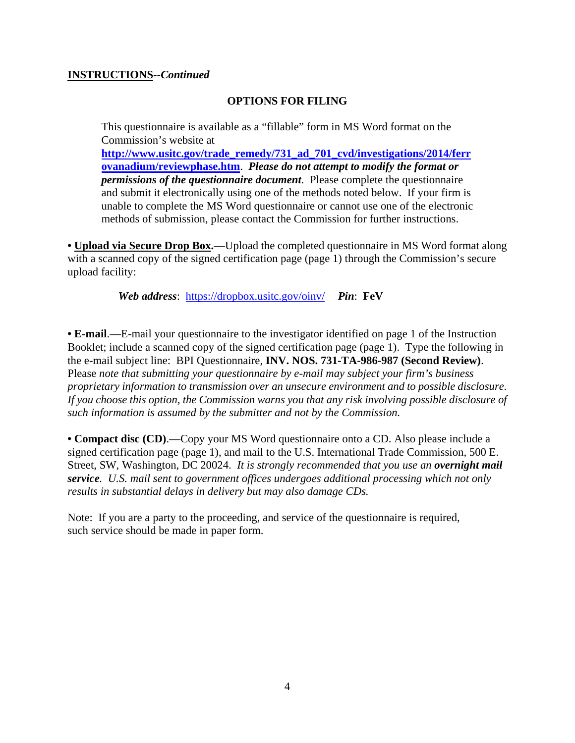**INSTRUCTIONS**--*Continued*

## OPTIONS FOR FILING

> This questionnaire is available as a "fillable" form in MS Word format on the Commission's website at **http://www.usitc.gov/trade_remedy/731_ad_701_cvd/investigations/2014/ferrovanadium/reviewphase.htm**. ***Please do not attempt to modify the format or permissions of the questionnaire document***. Please complete the questionnaire and submit it electronically using one of the methods noted below. If your firm is unable to complete the MS Word questionnaire or cannot use one of the electronic methods of submission, please contact the Commission for further instructions.

• **Upload via Secure Drop Box.**—Upload the completed questionnaire in MS Word format along with a scanned copy of the signed certification page (page 1) through the Commission's secure upload facility:

> ***Web address***: https://dropbox.usitc.gov/oinv/ ***Pin***: **FeV**

• **E-mail**.—E-mail your questionnaire to the investigator identified on page 1 of the Instruction Booklet; include a scanned copy of the signed certification page (page 1). Type the following in the e-mail subject line: BPI Questionnaire, **INV. NOS. 731-TA-986-987 (Second Review)**. Please *note that submitting your questionnaire by e-mail may subject your firm's business proprietary information to transmission over an unsecure environment and to possible disclosure. If you choose this option, the Commission warns you that any risk involving possible disclosure of such information is assumed by the submitter and not by the Commission.*

• **Compact disc (CD)**.—Copy your MS Word questionnaire onto a CD. Also please include a signed certification page (page 1), and mail to the U.S. International Trade Commission, 500 E. Street, SW, Washington, DC 20024. *It is strongly recommended that you use an* ***overnight mail service****. U.S. mail sent to government offices undergoes additional processing which not only results in substantial delays in delivery but may also damage CDs.*

Note: If you are a party to the proceeding, and service of the questionnaire is required, such service should be made in paper form.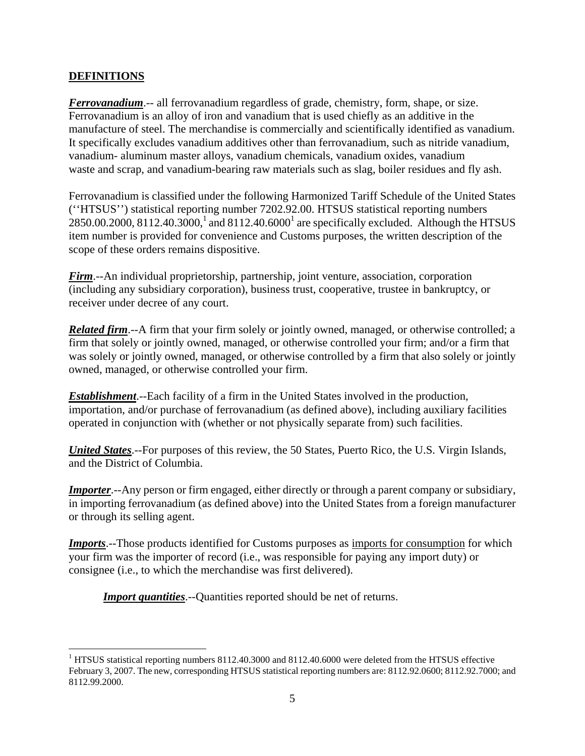**DEFINITIONS**

***Ferrovanadium***.-- all ferrovanadium regardless of grade, chemistry, form, shape, or size. Ferrovanadium is an alloy of iron and vanadium that is used chiefly as an additive in the manufacture of steel. The merchandise is commercially and scientifically identified as vanadium. It specifically excludes vanadium additives other than ferrovanadium, such as nitride vanadium, vanadium- aluminum master alloys, vanadium chemicals, vanadium oxides, vanadium waste and scrap, and vanadium-bearing raw materials such as slag, boiler residues and fly ash.

Ferrovanadium is classified under the following Harmonized Tariff Schedule of the United States (''HTSUS'') statistical reporting number 7202.92.00. HTSUS statistical reporting numbers 2850.00.2000, 8112.40.3000,[1] and 8112.40.6000[1] are specifically excluded. Although the HTSUS item number is provided for convenience and Customs purposes, the written description of the scope of these orders remains dispositive.

***Firm***.--An individual proprietorship, partnership, joint venture, association, corporation (including any subsidiary corporation), business trust, cooperative, trustee in bankruptcy, or receiver under decree of any court.

***Related firm***.--A firm that your firm solely or jointly owned, managed, or otherwise controlled; a firm that solely or jointly owned, managed, or otherwise controlled your firm; and/or a firm that was solely or jointly owned, managed, or otherwise controlled by a firm that also solely or jointly owned, managed, or otherwise controlled your firm.

***Establishment***.--Each facility of a firm in the United States involved in the production, importation, and/or purchase of ferrovanadium (as defined above), including auxiliary facilities operated in conjunction with (whether or not physically separate from) such facilities.

***United States***.--For purposes of this review, the 50 States, Puerto Rico, the U.S. Virgin Islands, and the District of Columbia.

***Importer***.--Any person or firm engaged, either directly or through a parent company or subsidiary, in importing ferrovanadium (as defined above) into the United States from a foreign manufacturer or through its selling agent.

***Imports***.--Those products identified for Customs purposes as imports for consumption for which your firm was the importer of record (i.e., was responsible for paying any import duty) or consignee (i.e., to which the merchandise was first delivered).

***Import quantities***.--Quantities reported should be net of returns.

---

[1] HTSUS statistical reporting numbers 8112.40.3000 and 8112.40.6000 were deleted from the HTSUS effective February 3, 2007. The new, corresponding HTSUS statistical reporting numbers are: 8112.92.0600; 8112.92.7000; and 8112.99.2000.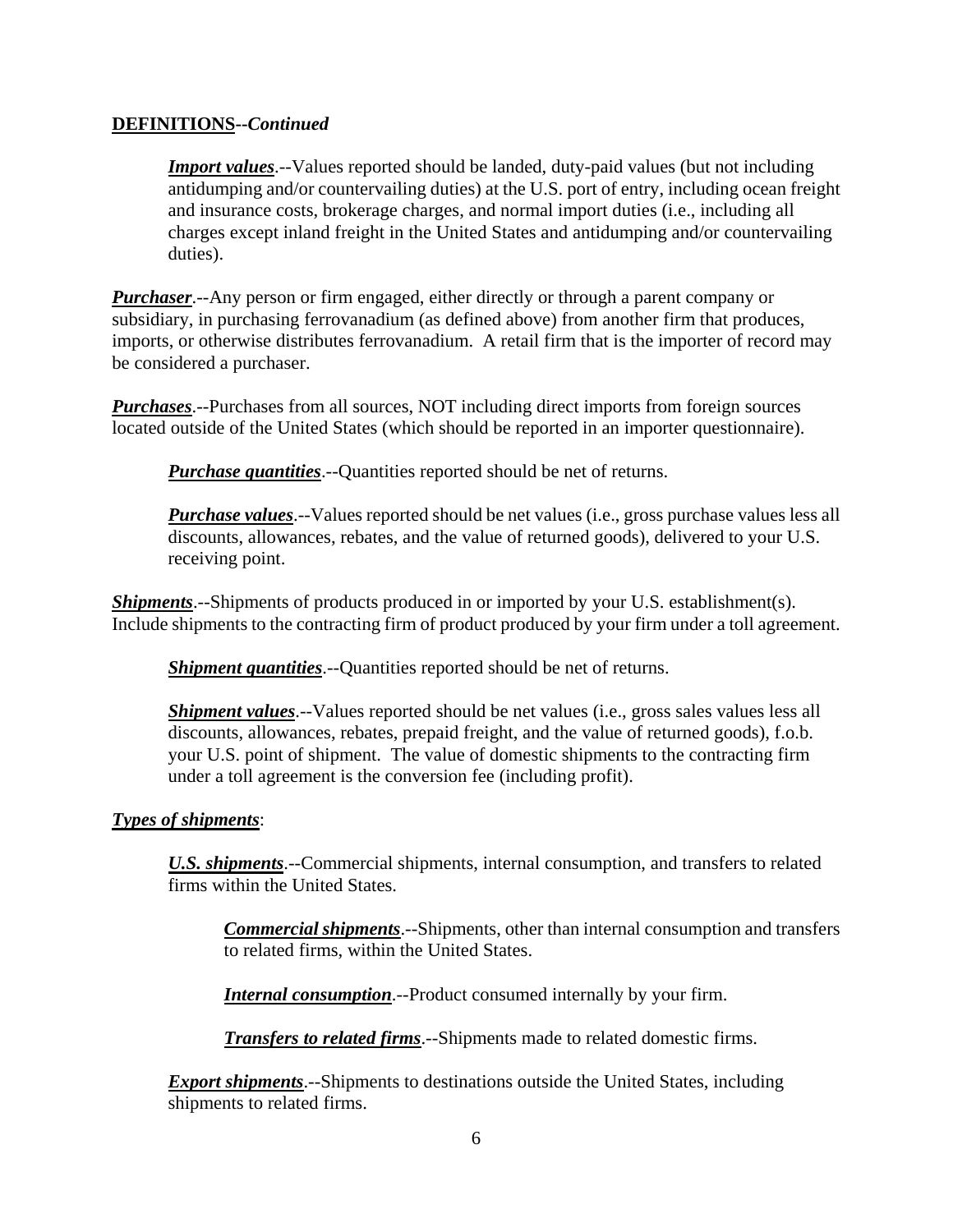**DEFINITIONS**--*Continued*

> ***Import values***.--Values reported should be landed, duty-paid values (but not including antidumping and/or countervailing duties) at the U.S. port of entry, including ocean freight and insurance costs, brokerage charges, and normal import duties (i.e., including all charges except inland freight in the United States and antidumping and/or countervailing duties).

***Purchaser***.--Any person or firm engaged, either directly or through a parent company or subsidiary, in purchasing ferrovanadium (as defined above) from another firm that produces, imports, or otherwise distributes ferrovanadium. A retail firm that is the importer of record may be considered a purchaser.

***Purchases***.--Purchases from all sources, NOT including direct imports from foreign sources located outside of the United States (which should be reported in an importer questionnaire).

> ***Purchase quantities***.--Quantities reported should be net of returns.
>
> ***Purchase values***.--Values reported should be net values (i.e., gross purchase values less all discounts, allowances, rebates, and the value of returned goods), delivered to your U.S. receiving point.

***Shipments***.--Shipments of products produced in or imported by your U.S. establishment(s). Include shipments to the contracting firm of product produced by your firm under a toll agreement.

> ***Shipment quantities***.--Quantities reported should be net of returns.
>
> ***Shipment values***.--Values reported should be net values (i.e., gross sales values less all discounts, allowances, rebates, prepaid freight, and the value of returned goods), f.o.b. your U.S. point of shipment. The value of domestic shipments to the contracting firm under a toll agreement is the conversion fee (including profit).

***Types of shipments***:

> ***U.S. shipments***.--Commercial shipments, internal consumption, and transfers to related firms within the United States.
>
> > ***Commercial shipments***.--Shipments, other than internal consumption and transfers to related firms, within the United States.
> >
> > ***Internal consumption***.--Product consumed internally by your firm.
> >
> > ***Transfers to related firms***.--Shipments made to related domestic firms.
>
> ***Export shipments***.--Shipments to destinations outside the United States, including shipments to related firms.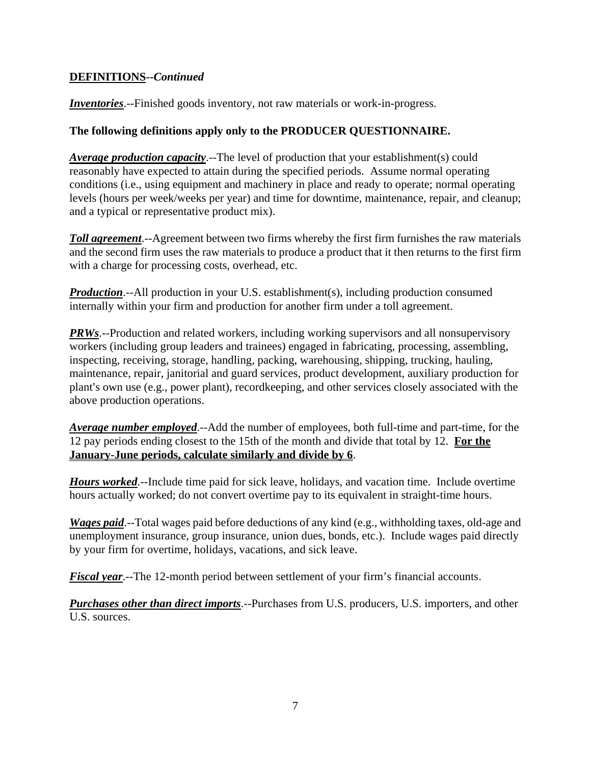**DEFINITIONS--*Continued***

***Inventories***.--Finished goods inventory, not raw materials or work-in-progress.

**The following definitions apply only to the PRODUCER QUESTIONNAIRE.**

***Average production capacity***.--The level of production that your establishment(s) could reasonably have expected to attain during the specified periods. Assume normal operating conditions (i.e., using equipment and machinery in place and ready to operate; normal operating levels (hours per week/weeks per year) and time for downtime, maintenance, repair, and cleanup; and a typical or representative product mix).

***Toll agreement***.--Agreement between two firms whereby the first firm furnishes the raw materials and the second firm uses the raw materials to produce a product that it then returns to the first firm with a charge for processing costs, overhead, etc.

***Production***.--All production in your U.S. establishment(s), including production consumed internally within your firm and production for another firm under a toll agreement.

***PRWs***.--Production and related workers, including working supervisors and all nonsupervisory workers (including group leaders and trainees) engaged in fabricating, processing, assembling, inspecting, receiving, storage, handling, packing, warehousing, shipping, trucking, hauling, maintenance, repair, janitorial and guard services, product development, auxiliary production for plant's own use (e.g., power plant), recordkeeping, and other services closely associated with the above production operations.

***Average number employed***.--Add the number of employees, both full-time and part-time, for the 12 pay periods ending closest to the 15th of the month and divide that total by 12. **For the January-June periods, calculate similarly and divide by 6**.

***Hours worked***.--Include time paid for sick leave, holidays, and vacation time. Include overtime hours actually worked; do not convert overtime pay to its equivalent in straight-time hours.

***Wages paid***.--Total wages paid before deductions of any kind (e.g., withholding taxes, old-age and unemployment insurance, group insurance, union dues, bonds, etc.). Include wages paid directly by your firm for overtime, holidays, vacations, and sick leave.

***Fiscal year***.--The 12-month period between settlement of your firm's financial accounts.

***Purchases other than direct imports***.--Purchases from U.S. producers, U.S. importers, and other U.S. sources.